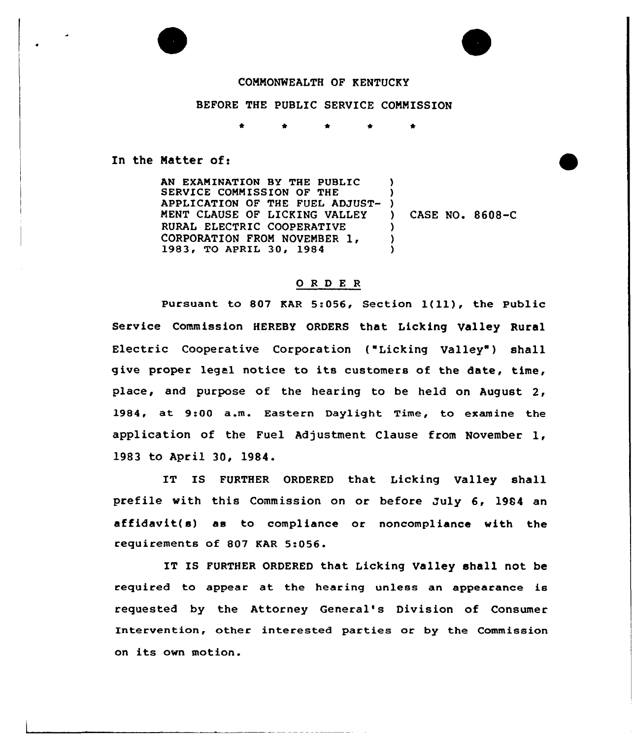COMMONWEALTH OF KENTUCKY

BEFORE THE PUBLIC SERVICE COMMISSION

\* \* \* \* \*

In the Matter of:

AN EXAMINATION BY THE PUBLIC SERVICE COMMISSION OF THE APPLICATION OF THE FUEL ADJUSTMENT CLAUSE OF LICKING VALLEY RURAL ELECTRIC COOPERATIVE CORPORATION FROM NOVEMBER 1, 1983, TO APRIL 30, 1984 ) CASE NO. 8608-C

## O R D E R

Pursuant to 807 KAR 5:056, Section 1(11), the Public Service Commission HEREBY ORDERS that Licking Valley Rural Electric Cooperative Corporation ("Licking Valley") shall give proper legal notice to its customers of the date, time, place, and purpose of the hearing to be held on August 2, 1984, at 9:00 a.m. Eastern Daylight Time, to examine the application of the Fuel Adjustment Clause from November 1, 1983 to April 30, 1984.

IT IS FURTHER ORDERED that Licking Valley shall prefile with this Commission on or before July 6, 1984 an affidavit(s) as to compliance or noncompliance with the requirements of 807 KAR 5:056.

IT IS FURTHER ORDERED that Licking Valley shall not be required to appear at the hearing unless an appearance is requested by the Attorney General's Division of Consumer Intervention, other interested parties or by the Commission on its own motion.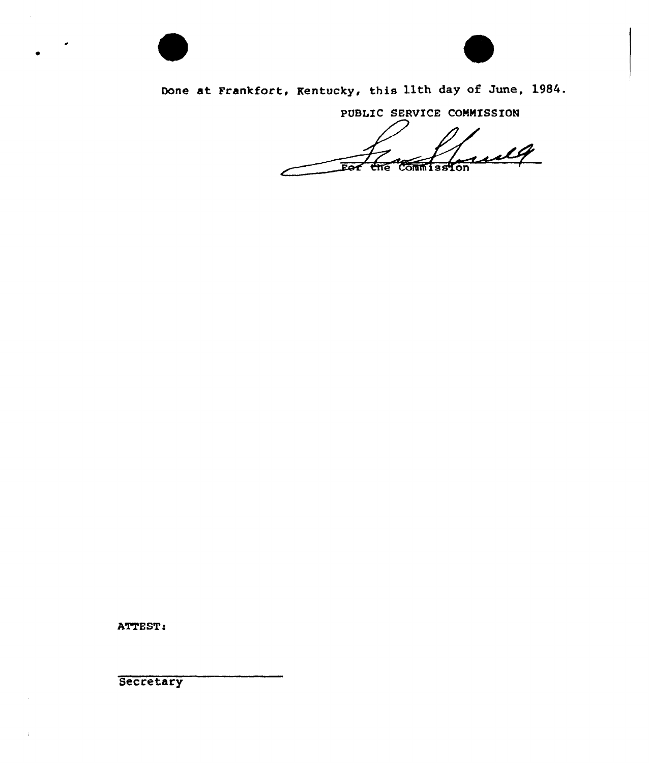Done at Frankfort, Kentucky, this 11th day of June, 1984.

PUBLIC SERVICE COMMISSION

For the Commission

ATTEST:

Secretary